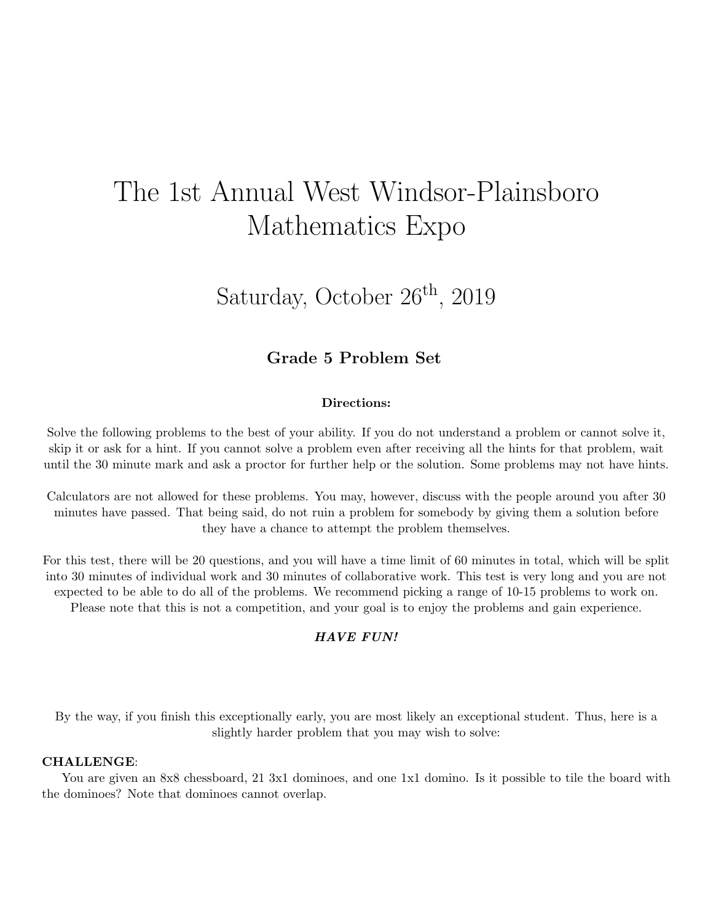# The 1st Annual West Windsor-Plainsboro Mathematics Expo

## Saturday, October 26th, 2019

### Grade 5 Problem Set

**Directions:**

Solve the following problems to the best of your ability. If you do not understand a problem or cannot solve it, skip it or ask for a hint. If you cannot solve a problem even after receiving all the hints for that problem, wait until the 30 minute mark and ask a proctor for further help or the solution. Some problems may not have hints.

Calculators are not allowed for these problems. You may, however, discuss with the people around you after 30 minutes have passed. That being said, do not ruin a problem for somebody by giving them a solution before they have a chance to attempt the problem themselves.

For this test, there will be 20 questions, and you will have a time limit of 60 minutes in total, which will be split into 30 minutes of individual work and 30 minutes of collaborative work. This test is very long and you are not expected to be able to do all of the problems. We recommend picking a range of 10-15 problems to work on. Please note that this is not a competition, and your goal is to enjoy the problems and gain experience.

***HAVE FUN!***

By the way, if you finish this exceptionally early, you are most likely an exceptional student. Thus, here is a slightly harder problem that you may wish to solve:

**CHALLENGE**:

You are given an 8x8 chessboard, 21 3x1 dominoes, and one 1x1 domino. Is it possible to tile the board with the dominoes? Note that dominoes cannot overlap.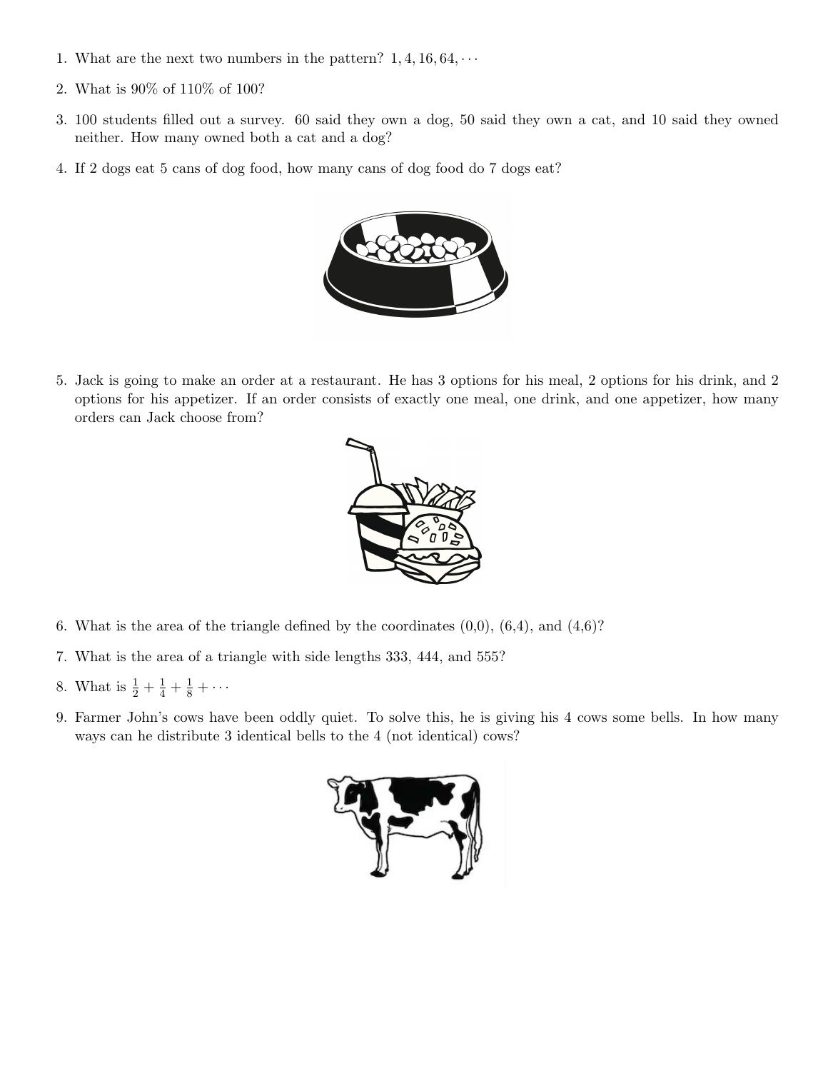1. What are the next two numbers in the pattern? $1, 4, 16, 64, \cdots$

2. What is 90% of 110% of 100?

3. 100 students filled out a survey. 60 said they own a dog, 50 said they own a cat, and 10 said they owned neither. How many owned both a cat and a dog?

4. If 2 dogs eat 5 cans of dog food, how many cans of dog food do 7 dogs eat?

5. Jack is going to make an order at a restaurant. He has 3 options for his meal, 2 options for his drink, and 2 options for his appetizer. If an order consists of exactly one meal, one drink, and one appetizer, how many orders can Jack choose from?

6. What is the area of the triangle defined by the coordinates (0,0), (6,4), and (4,6)?

7. What is the area of a triangle with side lengths 333, 444, and 555?

8. What is $\frac{1}{2} + \frac{1}{4} + \frac{1}{8} + \cdots$

9. Farmer John's cows have been oddly quiet. To solve this, he is giving his 4 cows some bells. In how many ways can he distribute 3 identical bells to the 4 (not identical) cows?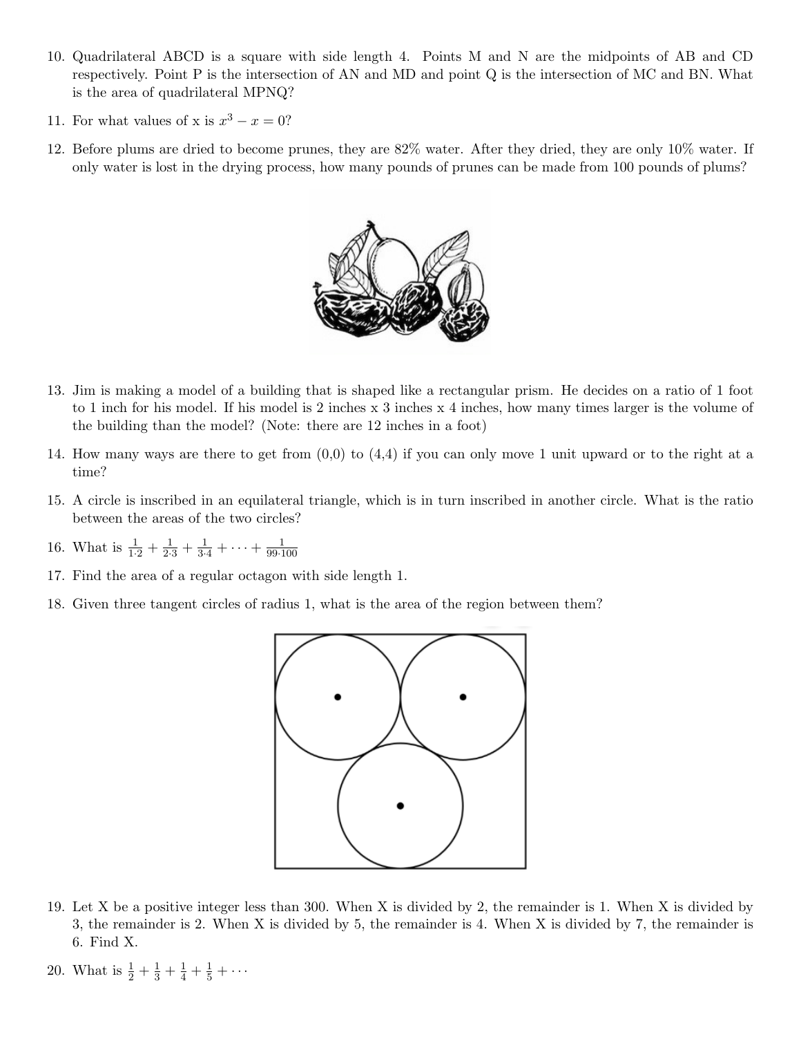10. Quadrilateral ABCD is a square with side length 4. Points M and N are the midpoints of AB and CD respectively. Point P is the intersection of AN and MD and point Q is the intersection of MC and BN. What is the area of quadrilateral MPNQ?

11. For what values of x is $x^3 - x = 0$?

12. Before plums are dried to become prunes, they are 82% water. After they dried, they are only 10% water. If only water is lost in the drying process, how many pounds of prunes can be made from 100 pounds of plums?

13. Jim is making a model of a building that is shaped like a rectangular prism. He decides on a ratio of 1 foot to 1 inch for his model. If his model is 2 inches x 3 inches x 4 inches, how many times larger is the volume of the building than the model? (Note: there are 12 inches in a foot)

14. How many ways are there to get from (0,0) to (4,4) if you can only move 1 unit upward or to the right at a time?

15. A circle is inscribed in an equilateral triangle, which is in turn inscribed in another circle. What is the ratio between the areas of the two circles?

16. What is $\frac{1}{1 \cdot 2} + \frac{1}{2 \cdot 3} + \frac{1}{3 \cdot 4} + \cdots + \frac{1}{99 \cdot 100}$

17. Find the area of a regular octagon with side length 1.

18. Given three tangent circles of radius 1, what is the area of the region between them?

19. Let X be a positive integer less than 300. When X is divided by 2, the remainder is 1. When X is divided by 3, the remainder is 2. When X is divided by 5, the remainder is 4. When X is divided by 7, the remainder is 6. Find X.

20. What is $\frac{1}{2} + \frac{1}{3} + \frac{1}{4} + \frac{1}{5} + \cdots$